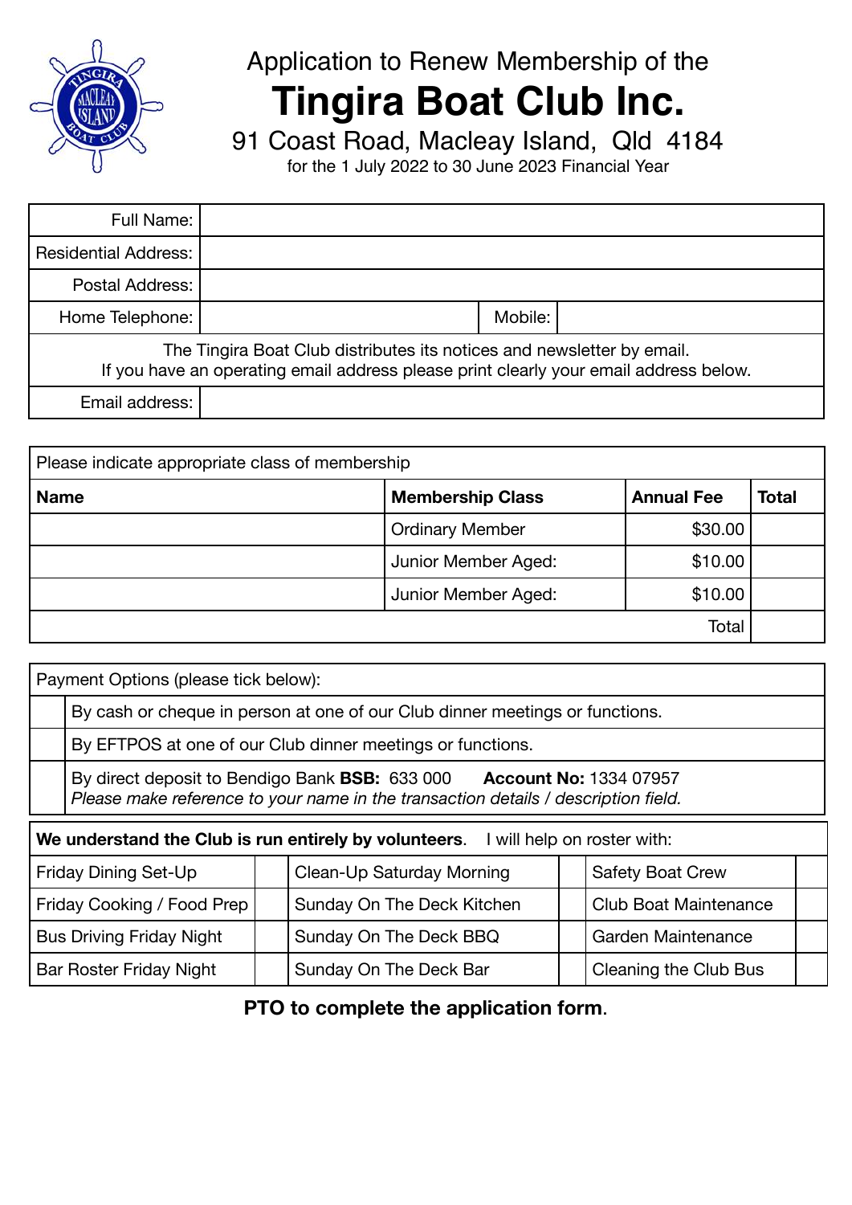Application to Renew Membership of the

# Tingira Boat Club Inc.

91 Coast Road, Macleay Island, Qld 4184

for the 1 July 2022 to 30 June 2023 Financial Year

| | | | |
|---|---|---|---|
| Full Name: | | | |
| Residential Address: | | | |
| Postal Address: | | | |
| Home Telephone: | | Mobile: | |
| The Tingira Boat Club distributes its notices and newsletter by email. If you have an operating email address please print clearly your email address below. | | | |
| Email address: | | | |

Please indicate appropriate class of membership

| Name | Membership Class | Annual Fee | Total |
|---|---|---|---|
| | Ordinary Member | $30.00 | |
| | Junior Member Aged: | $10.00 | |
| | Junior Member Aged: | $10.00 | |
| | | Total | |

Payment Options (please tick below):

| | |
|---|---|
| | By cash or cheque in person at one of our Club dinner meetings or functions. |
| | By EFTPOS at one of our Club dinner meetings or functions. |
| | By direct deposit to Bendigo Bank **BSB:** 633 000 **Account No:** 1334 07957 *Please make reference to your name in the transaction details / description field.* |

**We understand the Club is run entirely by volunteers**. I will help on roster with:

| | | | | | |
|---|---|---|---|---|---|
| Friday Dining Set-Up | | Clean-Up Saturday Morning | | Safety Boat Crew | |
| Friday Cooking / Food Prep | | Sunday On The Deck Kitchen | | Club Boat Maintenance | |
| Bus Driving Friday Night | | Sunday On The Deck BBQ | | Garden Maintenance | |
| Bar Roster Friday Night | | Sunday On The Deck Bar | | Cleaning the Club Bus | |

**PTO to complete the application form**.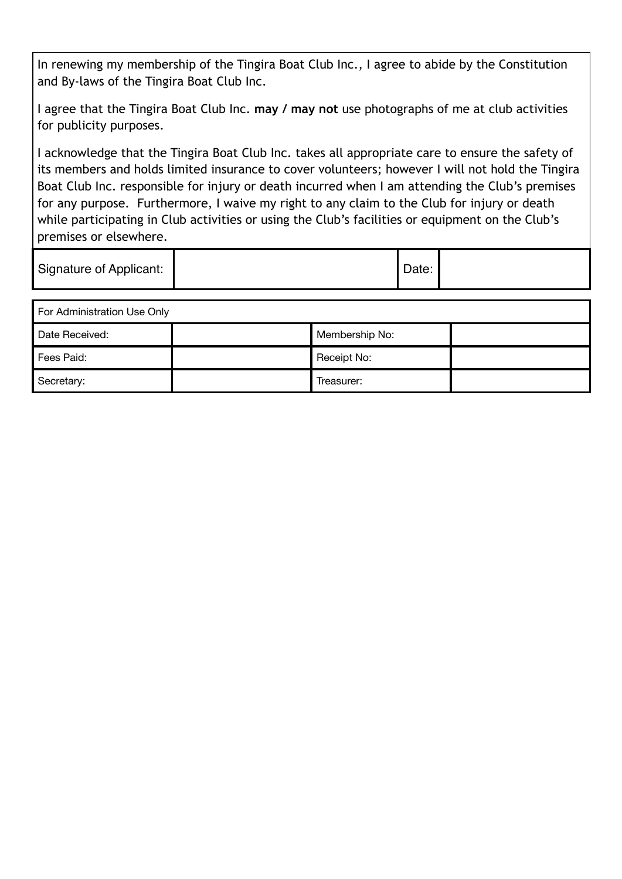In renewing my membership of the Tingira Boat Club Inc., I agree to abide by the Constitution and By-laws of the Tingira Boat Club Inc.

I agree that the Tingira Boat Club Inc. **may / may not** use photographs of me at club activities for publicity purposes.

I acknowledge that the Tingira Boat Club Inc. takes all appropriate care to ensure the safety of its members and holds limited insurance to cover volunteers; however I will not hold the Tingira Boat Club Inc. responsible for injury or death incurred when I am attending the Club's premises for any purpose. Furthermore, I waive my right to any claim to the Club for injury or death while participating in Club activities or using the Club's facilities or equipment on the Club's premises or elsewhere.

| | | | |
|---|---|---|---|
| Signature of Applicant: | | Date: | |

| For Administration Use Only | | | |
|---|---|---|---|
| Date Received: | | Membership No: | |
| Fees Paid: | | Receipt No: | |
| Secretary: | | Treasurer: | |